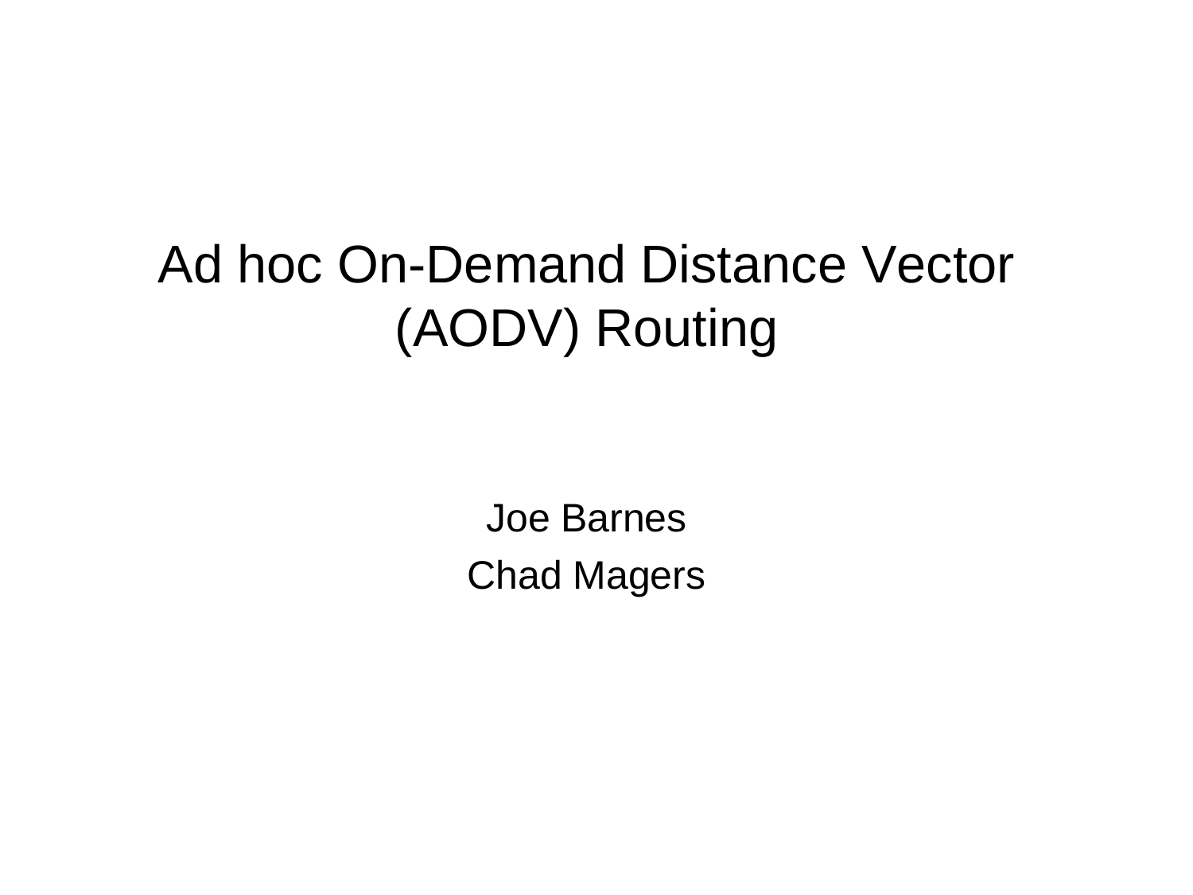# Ad hoc On-Demand Distance Vector (AODV) Routing

Joe Barnes

Chad Magers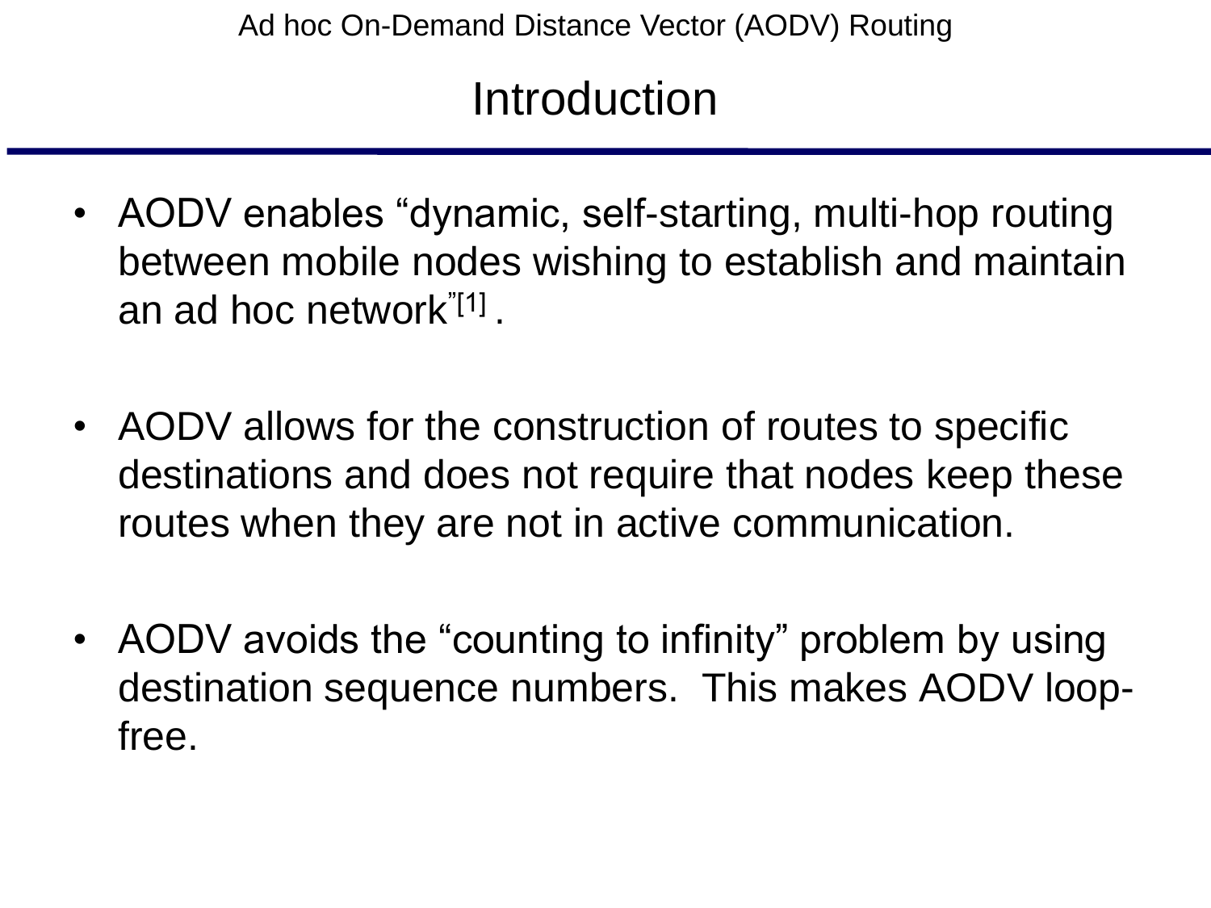## Introduction

- AODV enables "dynamic, self-starting, multi-hop routing between mobile nodes wishing to establish and maintain an ad hoc network"[1] .

- AODV allows for the construction of routes to specific destinations and does not require that nodes keep these routes when they are not in active communication.

- AODV avoids the "counting to infinity" problem by using destination sequence numbers. This makes AODV loop-free.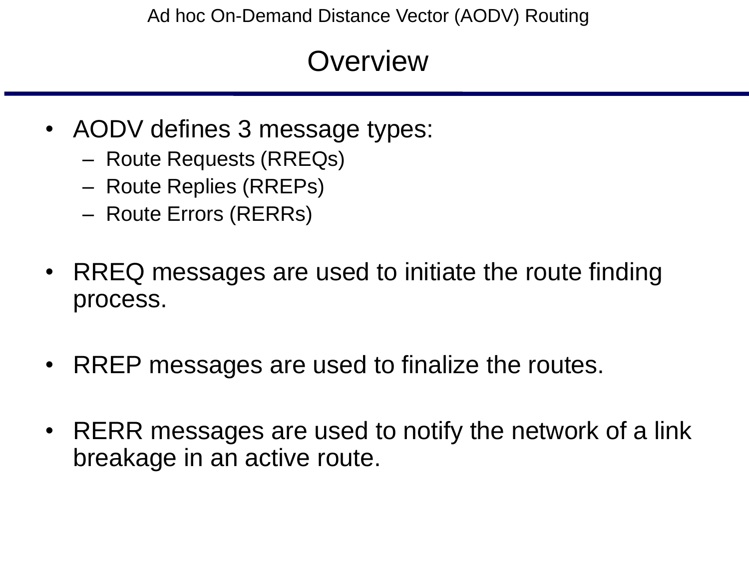# Overview

- AODV defines 3 message types:
  - Route Requests (RREQs)
  - Route Replies (RREPs)
  - Route Errors (RERRs)
- RREQ messages are used to initiate the route finding process.
- RREP messages are used to finalize the routes.
- RERR messages are used to notify the network of a link breakage in an active route.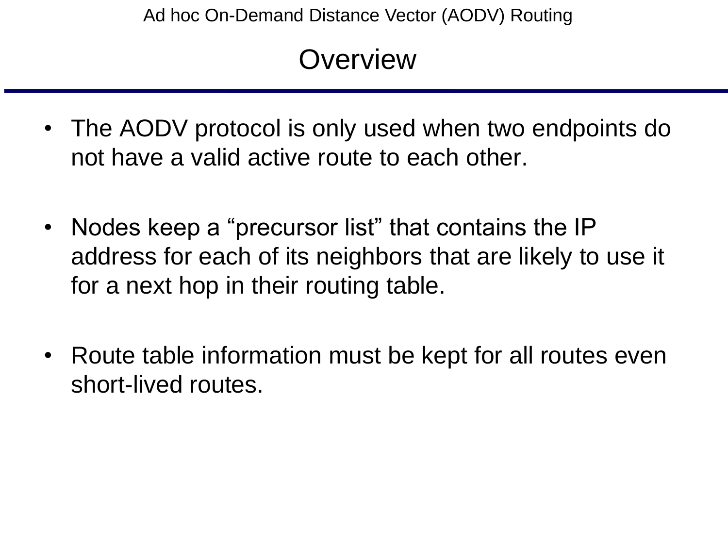# Overview

- The AODV protocol is only used when two endpoints do not have a valid active route to each other.
- Nodes keep a “precursor list” that contains the IP address for each of its neighbors that are likely to use it for a next hop in their routing table.
- Route table information must be kept for all routes even short-lived routes.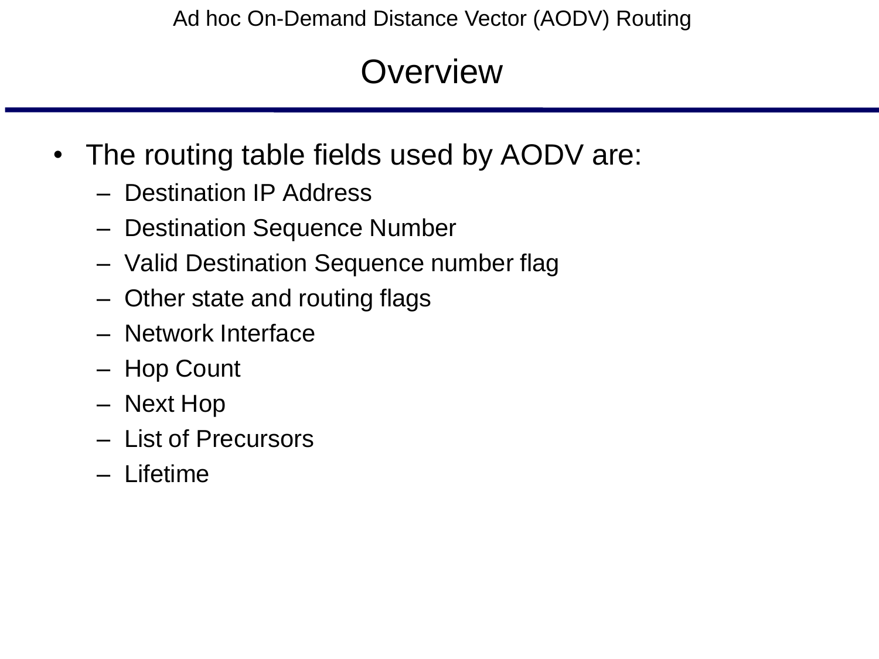## Overview

- The routing table fields used by AODV are:
  - Destination IP Address
  - Destination Sequence Number
  - Valid Destination Sequence number flag
  - Other state and routing flags
  - Network Interface
  - Hop Count
  - Next Hop
  - List of Precursors
  - Lifetime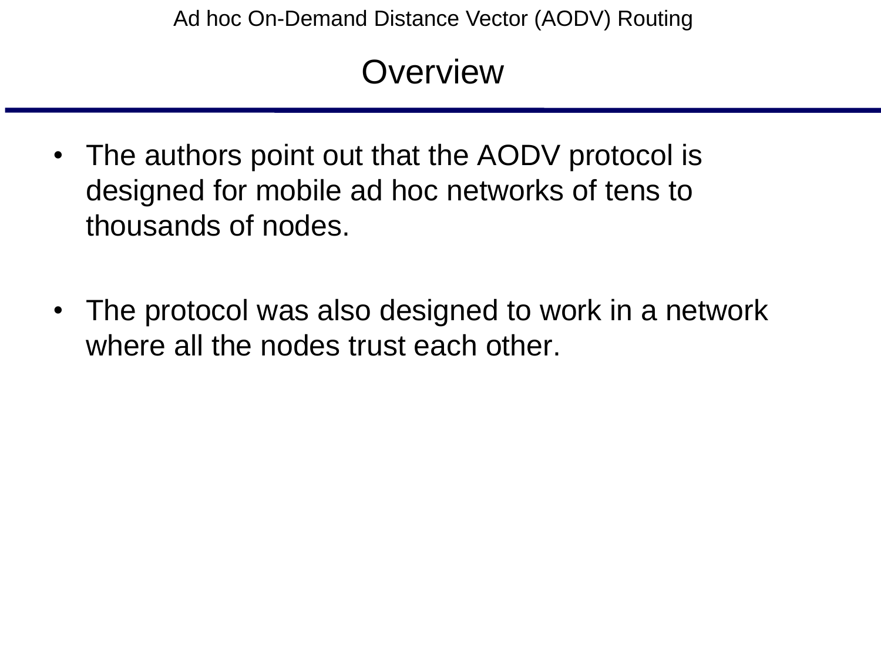## Overview

- The authors point out that the AODV protocol is designed for mobile ad hoc networks of tens to thousands of nodes.

- The protocol was also designed to work in a network where all the nodes trust each other.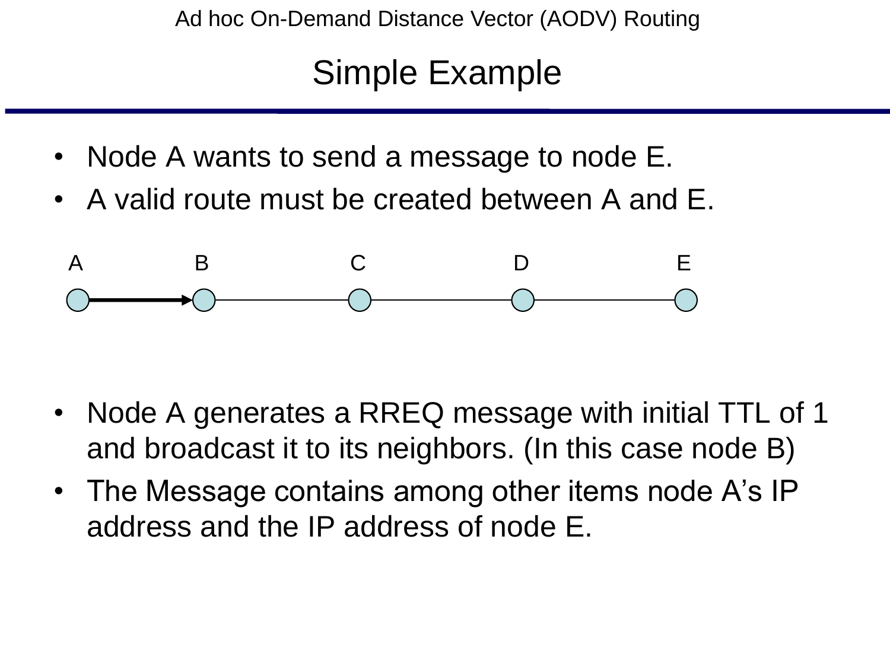# Simple Example

- Node A wants to send a message to node E.
- A valid route must be created between A and E.

A B C D E

- Node A generates a RREQ message with initial TTL of 1 and broadcast it to its neighbors. (In this case node B)
- The Message contains among other items node A's IP address and the IP address of node E.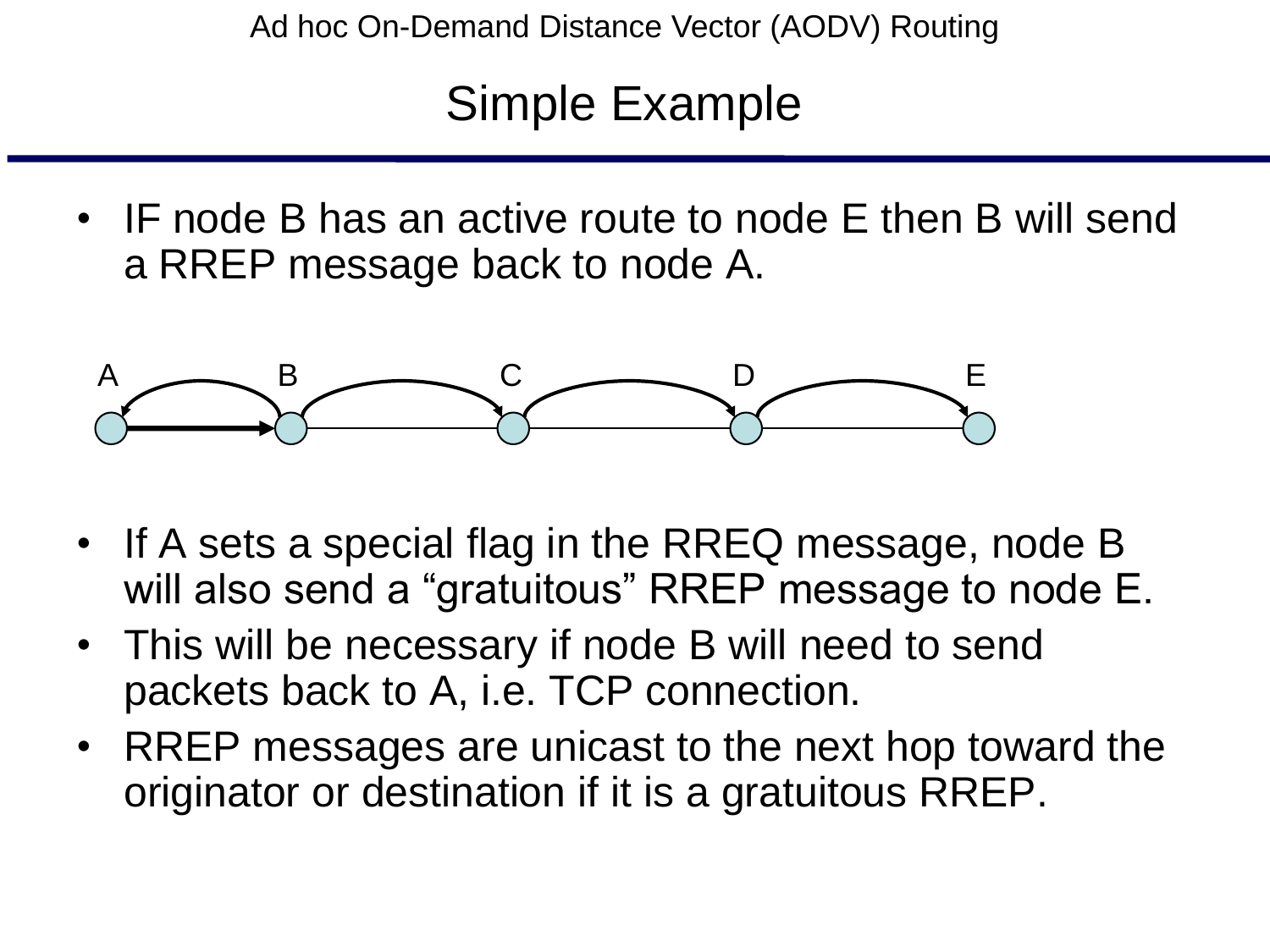# Simple Example

- IF node B has an active route to node E then B will send a RREP message back to node A.

A B C D E

- If A sets a special flag in the RREQ message, node B will also send a “gratuitous” RREP message to node E.
- This will be necessary if node B will need to send packets back to A, i.e. TCP connection.
- RREP messages are unicast to the next hop toward the originator or destination if it is a gratuitous RREP.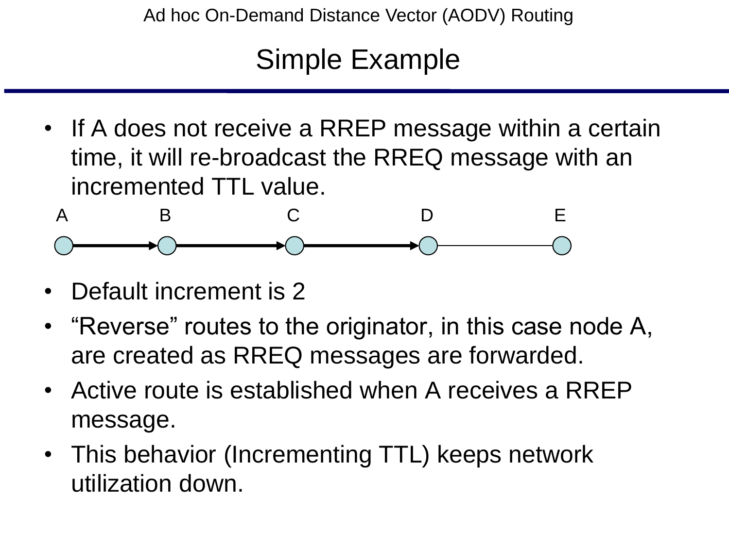# Simple Example

- If A does not receive a RREP message within a certain time, it will re-broadcast the RREQ message with an incremented TTL value.

A B C D E

- Default increment is 2
- “Reverse” routes to the originator, in this case node A, are created as RREQ messages are forwarded.
- Active route is established when A receives a RREP message.
- This behavior (Incrementing TTL) keeps network utilization down.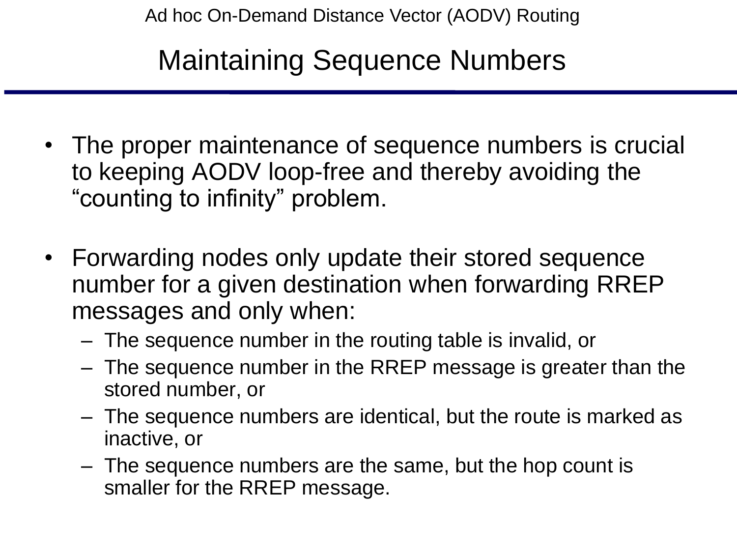## Maintaining Sequence Numbers

- The proper maintenance of sequence numbers is crucial to keeping AODV loop-free and thereby avoiding the “counting to infinity” problem.

- Forwarding nodes only update their stored sequence number for a given destination when forwarding RREP messages and only when:
  - The sequence number in the routing table is invalid, or
  - The sequence number in the RREP message is greater than the stored number, or
  - The sequence numbers are identical, but the route is marked as inactive, or
  - The sequence numbers are the same, but the hop count is smaller for the RREP message.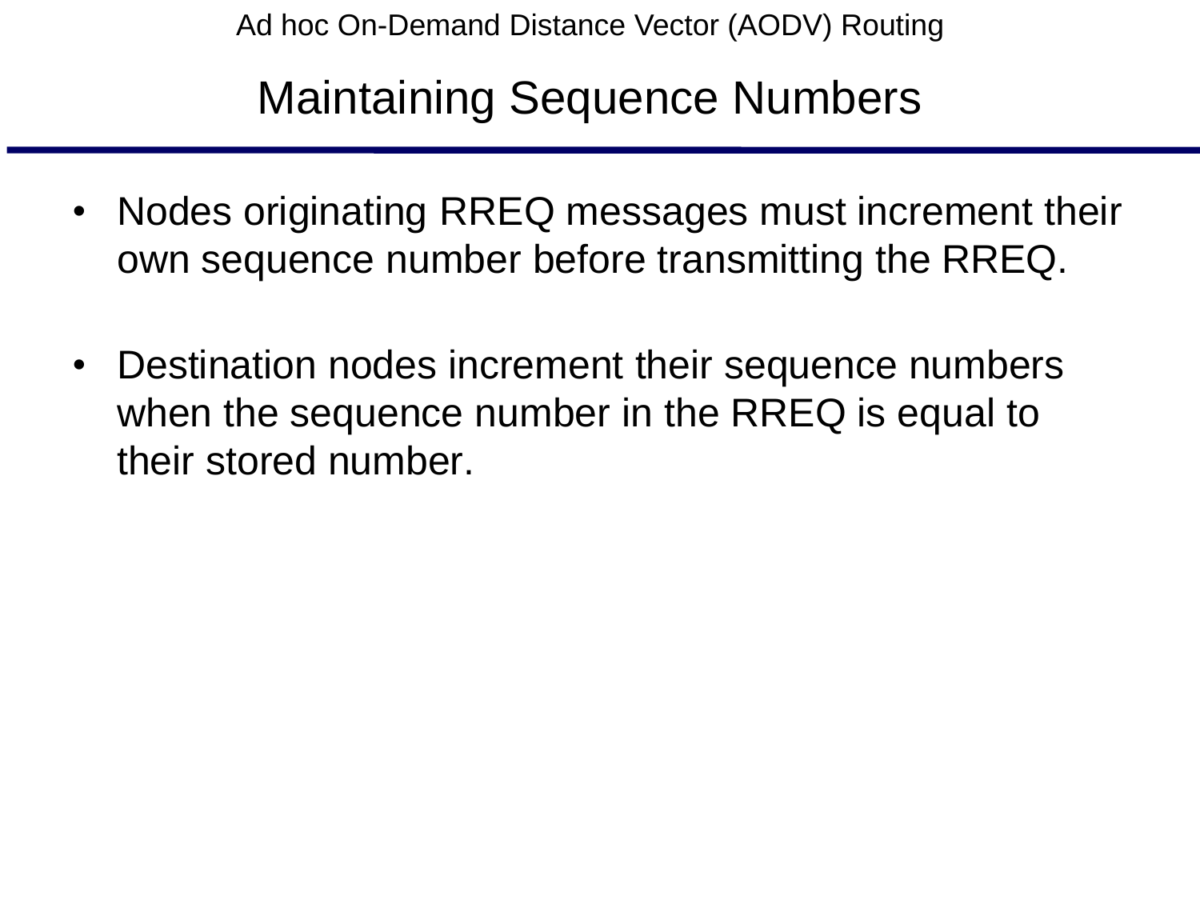## Maintaining Sequence Numbers

- Nodes originating RREQ messages must increment their own sequence number before transmitting the RREQ.
- Destination nodes increment their sequence numbers when the sequence number in the RREQ is equal to their stored number.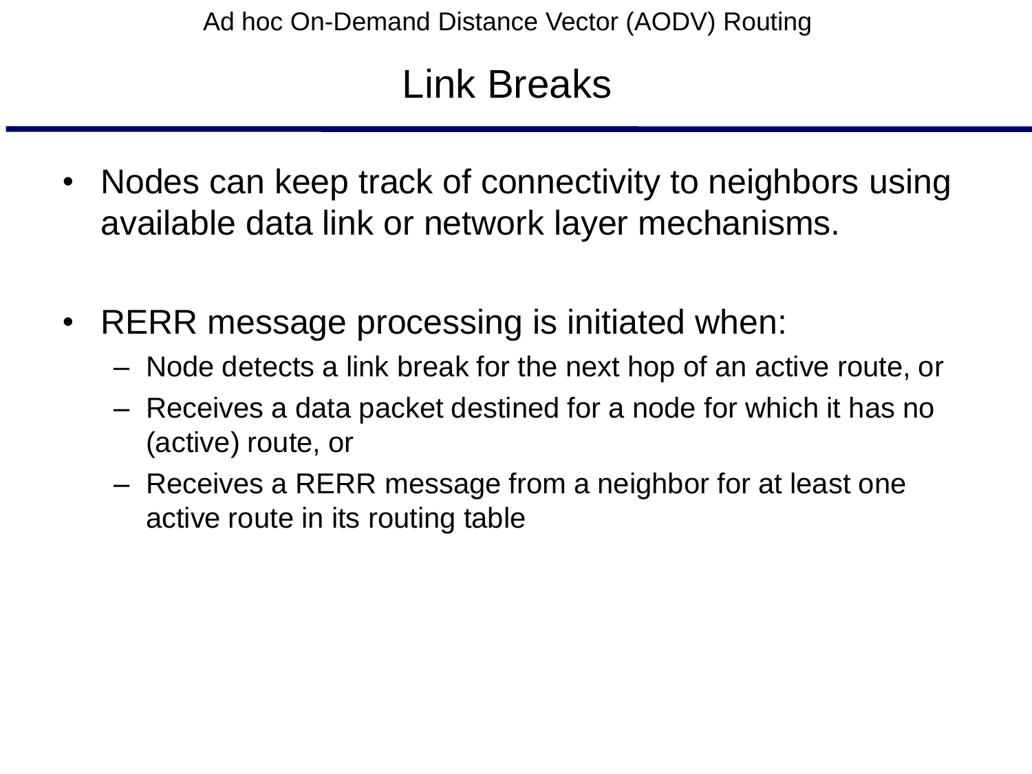# Link Breaks

- Nodes can keep track of connectivity to neighbors using available data link or network layer mechanisms.

- RERR message processing is initiated when:
  - Node detects a link break for the next hop of an active route, or
  - Receives a data packet destined for a node for which it has no (active) route, or
  - Receives a RERR message from a neighbor for at least one active route in its routing table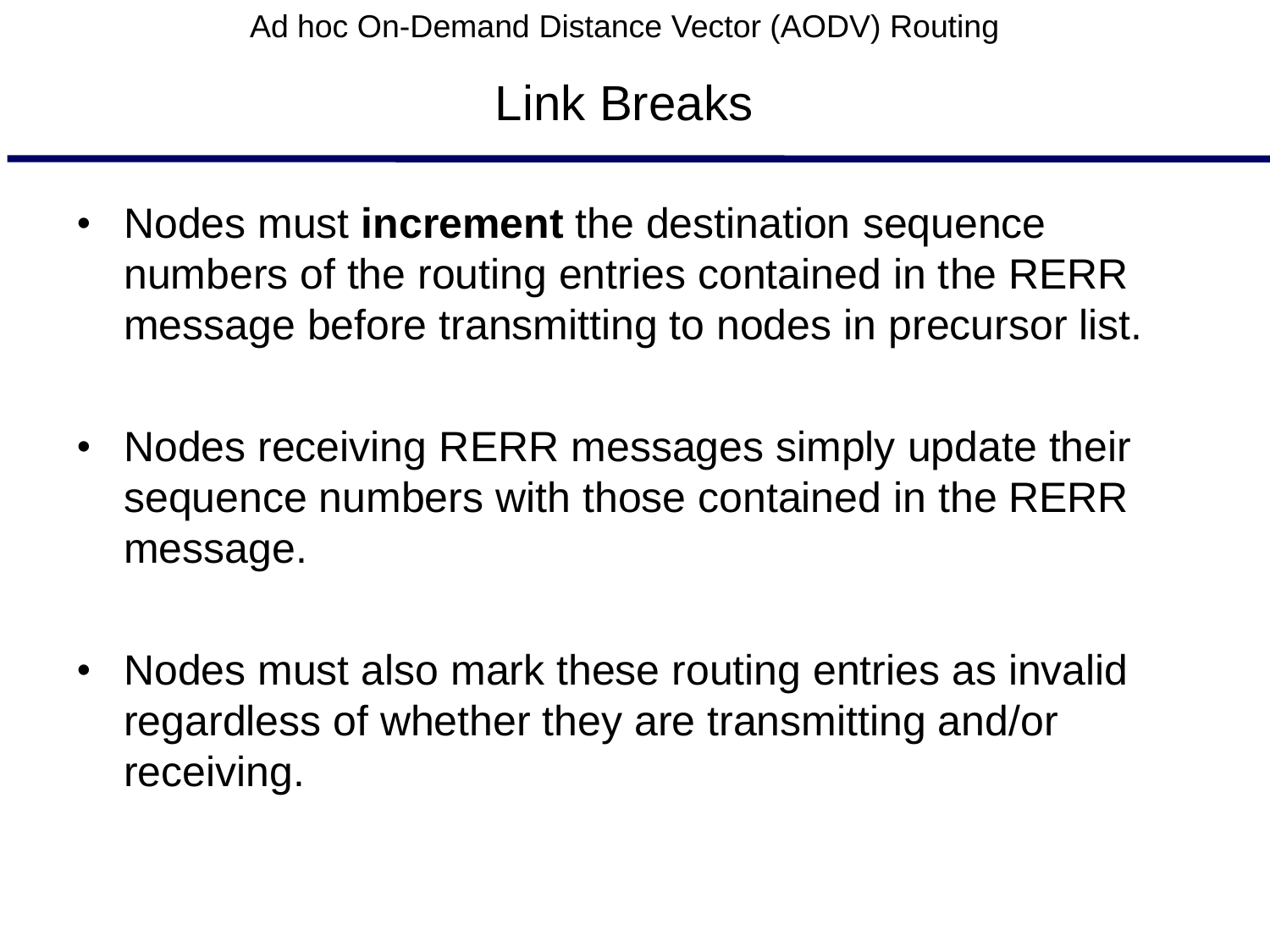# Link Breaks

- Nodes must **increment** the destination sequence numbers of the routing entries contained in the RERR message before transmitting to nodes in precursor list.

- Nodes receiving RERR messages simply update their sequence numbers with those contained in the RERR message.

- Nodes must also mark these routing entries as invalid regardless of whether they are transmitting and/or receiving.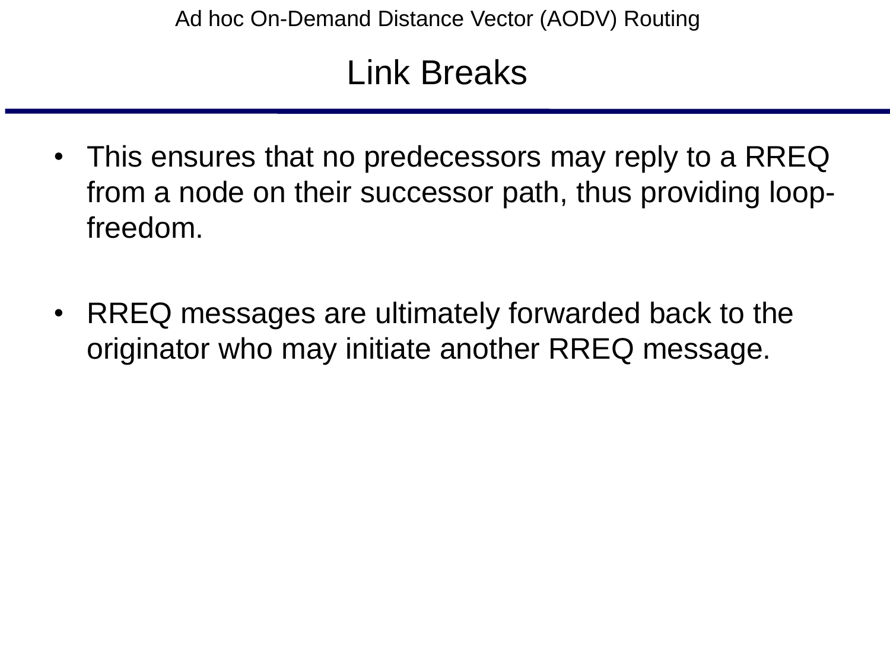## Link Breaks

- This ensures that no predecessors may reply to a RREQ from a node on their successor path, thus providing loop-freedom.

- RREQ messages are ultimately forwarded back to the originator who may initiate another RREQ message.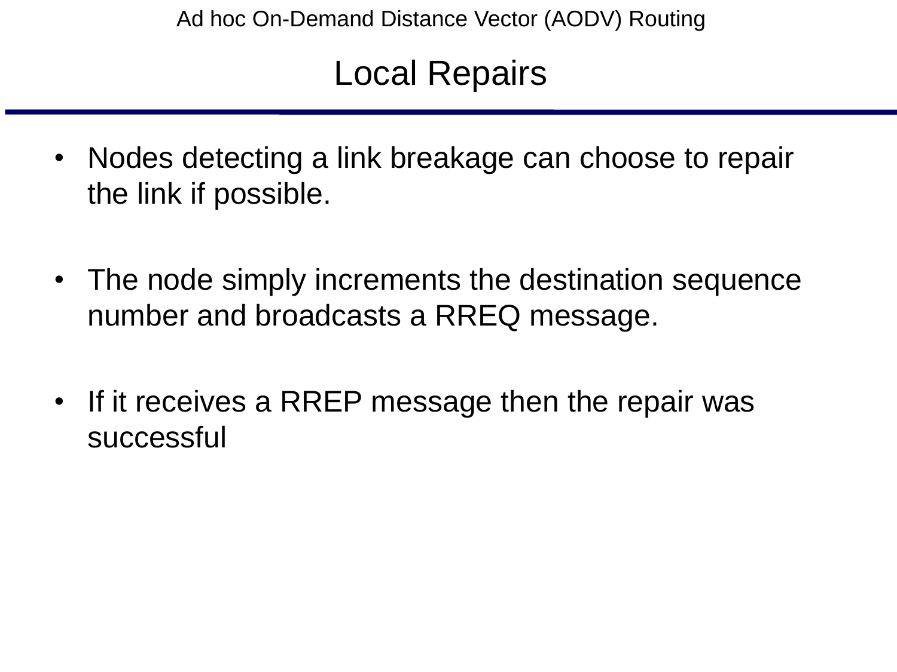# Local Repairs

- Nodes detecting a link breakage can choose to repair the link if possible.
- The node simply increments the destination sequence number and broadcasts a RREQ message.
- If it receives a RREP message then the repair was successful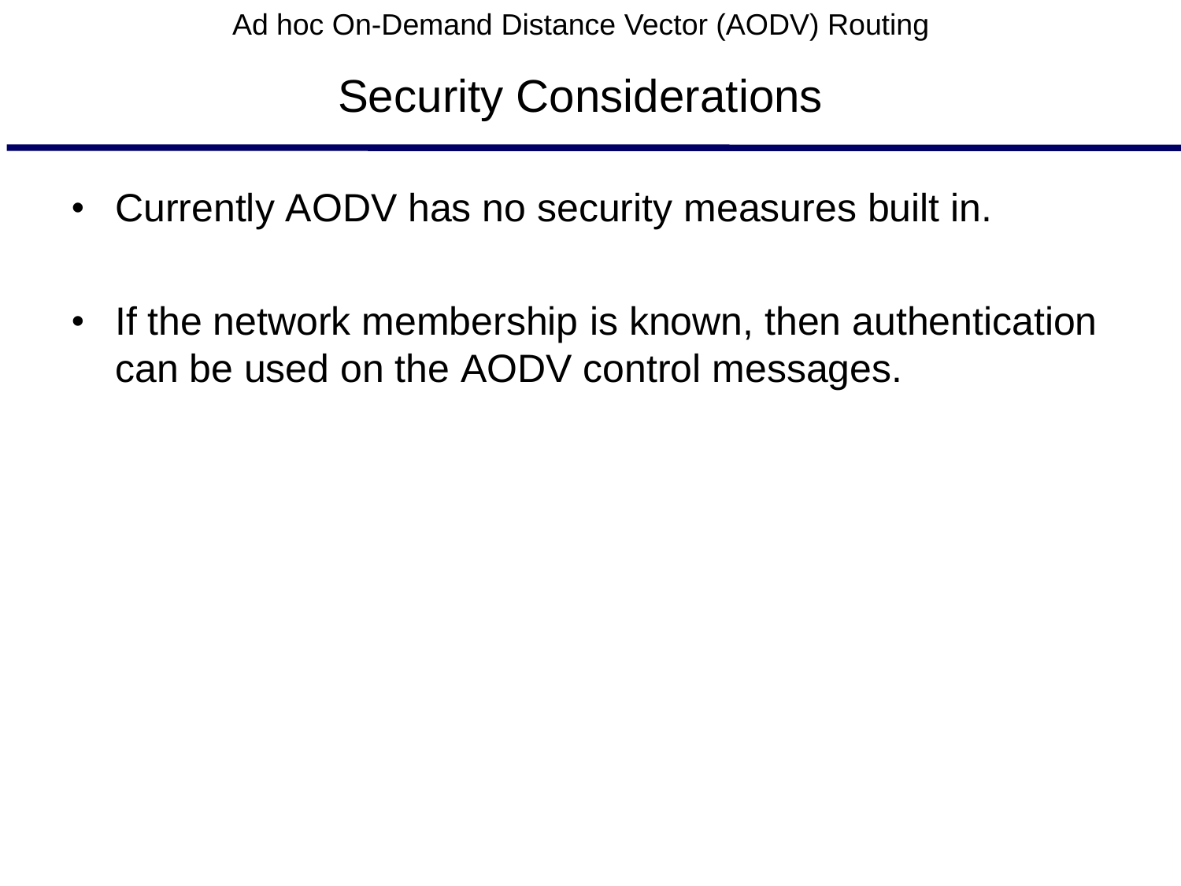## Security Considerations

- Currently AODV has no security measures built in.
- If the network membership is known, then authentication can be used on the AODV control messages.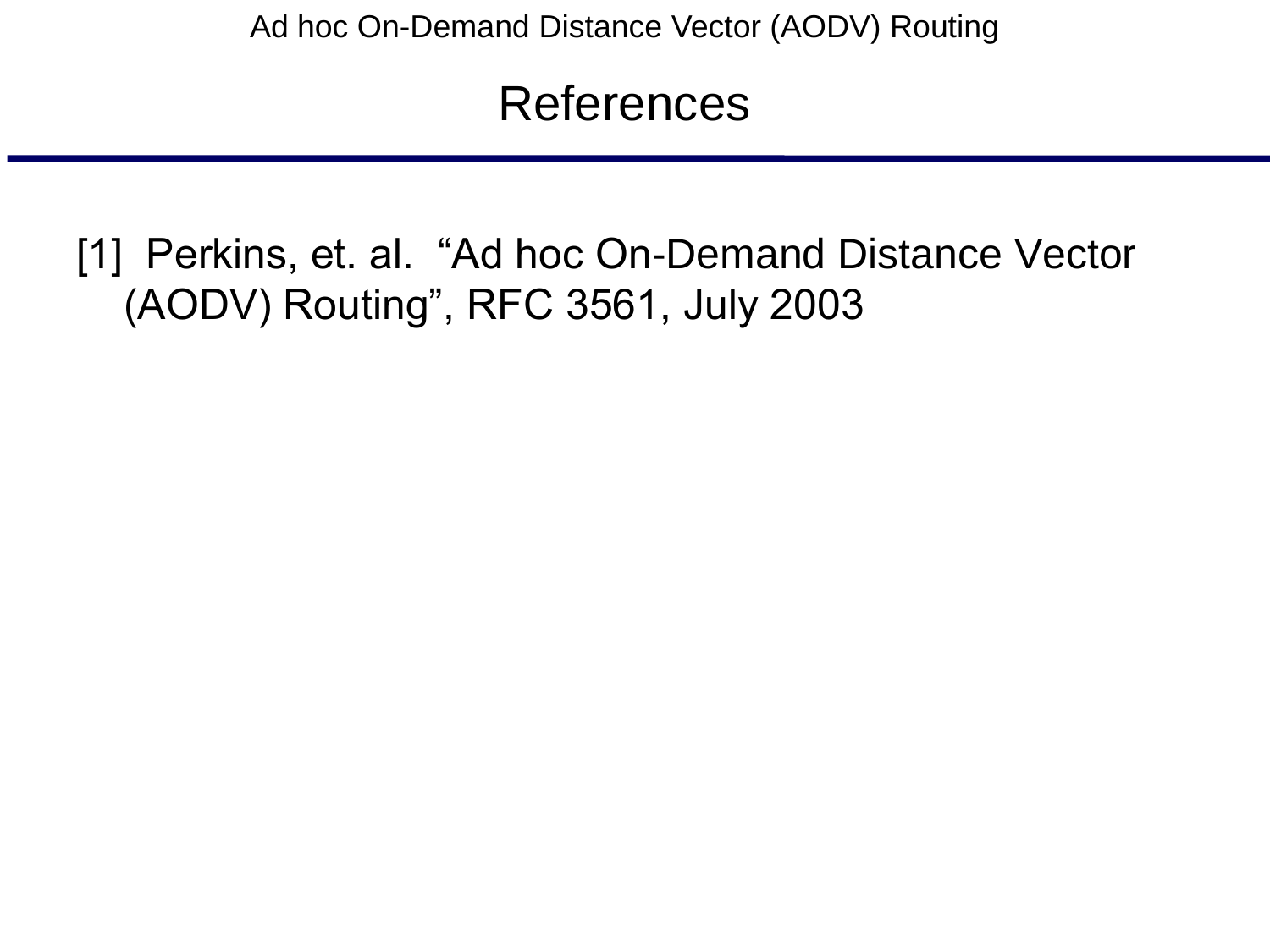# References

[1] Perkins, et. al. “Ad hoc On-Demand Distance Vector (AODV) Routing”, RFC 3561, July 2003